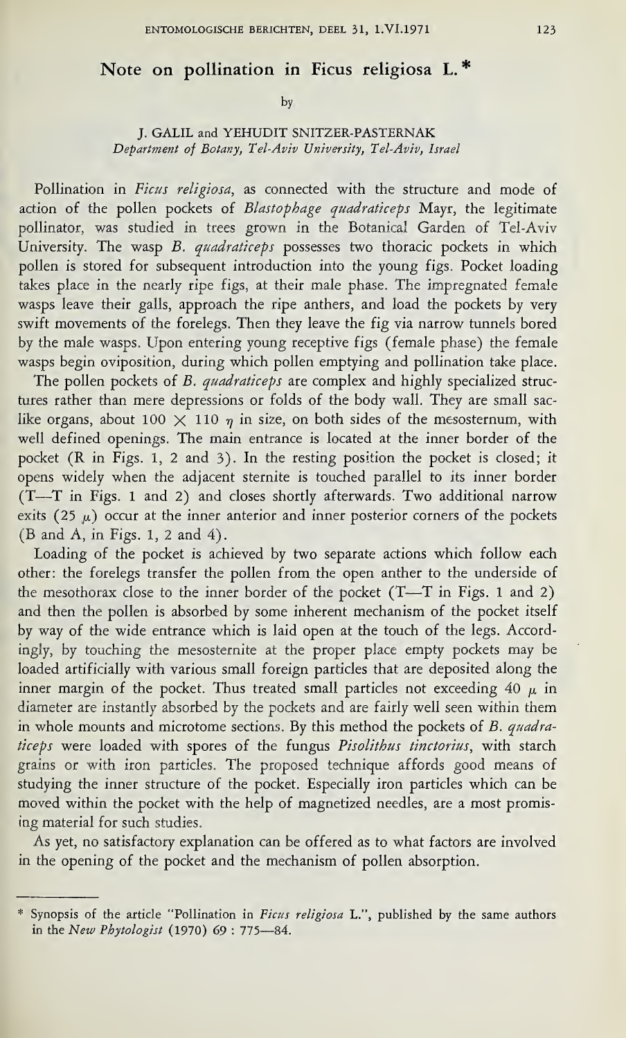# Note on pollination in Ficus religiosa L.*

by

J. GALIL and YEHUDIT SNITZER-PASTERNAK
*Department of Botany, Tel-Aviv University, Tel-Aviv, Israel*

Pollination in *Ficus religiosa*, as connected with the structure and mode of action of the pollen pockets of *Blastophage quadraticeps* Mayr, the legitimate pollinator, was studied in trees grown in the Botanical Garden of Tel-Aviv University. The wasp *B. quadraticeps* possesses two thoracic pockets in which pollen is stored for subsequent introduction into the young figs. Pocket loading takes place in the nearly ripe figs, at their male phase. The impregnated female wasps leave their galls, approach the ripe anthers, and load the pockets by very swift movements of the forelegs. Then they leave the fig via narrow tunnels bored by the male wasps. Upon entering young receptive figs (female phase) the female wasps begin oviposition, during which pollen emptying and pollination take place.

The pollen pockets of *B. quadraticeps* are complex and highly specialized structures rather than mere depressions or folds of the body wall. They are small sac-like organs, about 100 × 110 $\eta$ in size, on both sides of the mesosternum, with well defined openings. The main entrance is located at the inner border of the pocket (R in Figs. 1, 2 and 3). In the resting position the pocket is closed; it opens widely when the adjacent sternite is touched parallel to its inner border (T—T in Figs. 1 and 2) and closes shortly afterwards. Two additional narrow exits (25 $\mu$) occur at the inner anterior and inner posterior corners of the pockets (B and A, in Figs. 1, 2 and 4).

Loading of the pocket is achieved by two separate actions which follow each other: the forelegs transfer the pollen from the open anther to the underside of the mesothorax close to the inner border of the pocket (T—T in Figs. 1 and 2) and then the pollen is absorbed by some inherent mechanism of the pocket itself by way of the wide entrance which is laid open at the touch of the legs. Accordingly, by touching the mesosternite at the proper place empty pockets may be loaded artificially with various small foreign particles that are deposited along the inner margin of the pocket. Thus treated small particles not exceeding 40 $\mu$ in diameter are instantly absorbed by the pockets and are fairly well seen within them in whole mounts and microtome sections. By this method the pockets of *B. quadraticeps* were loaded with spores of the fungus *Pisolithus tinctorius*, with starch grains or with iron particles. The proposed technique affords good means of studying the inner structure of the pocket. Especially iron particles which can be moved within the pocket with the help of magnetized needles, are a most promising material for such studies.

As yet, no satisfactory explanation can be offered as to what factors are involved in the opening of the pocket and the mechanism of pollen absorption.

---

* Synopsis of the article "Pollination in *Ficus religiosa* L.", published by the same authors in the *New Phytologist* (1970) 69 : 775—84.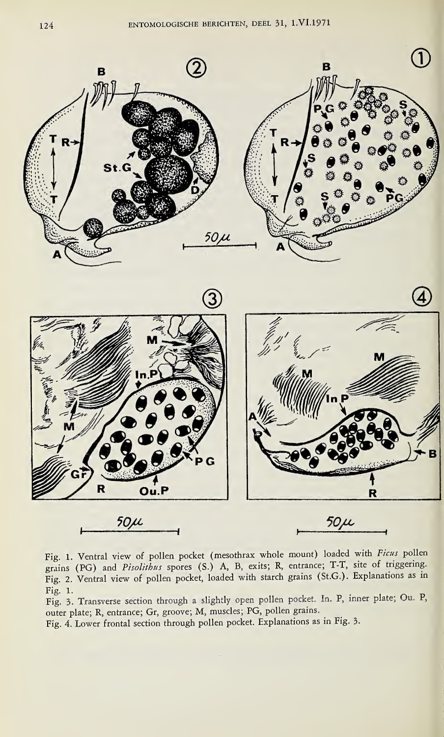Fig. 1. Ventral view of pollen pocket (mesothrax whole mount) loaded with *Ficus* pollen grains (PG) and *Pisolithus* spores (S.) A, B, exits; R, entrance; T-T, site of triggering.
Fig. 2. Ventral view of pollen pocket, loaded with starch grains (St.G.). Explanations as in Fig. 1.
Fig. 3. Transverse section through a slightly open pollen pocket. In. P, inner plate; Ou. P, outer plate; R, entrance; Gr, groove; M, muscles; PG, pollen grains.
Fig. 4. Lower frontal section through pollen pocket. Explanations as in Fig. 3.